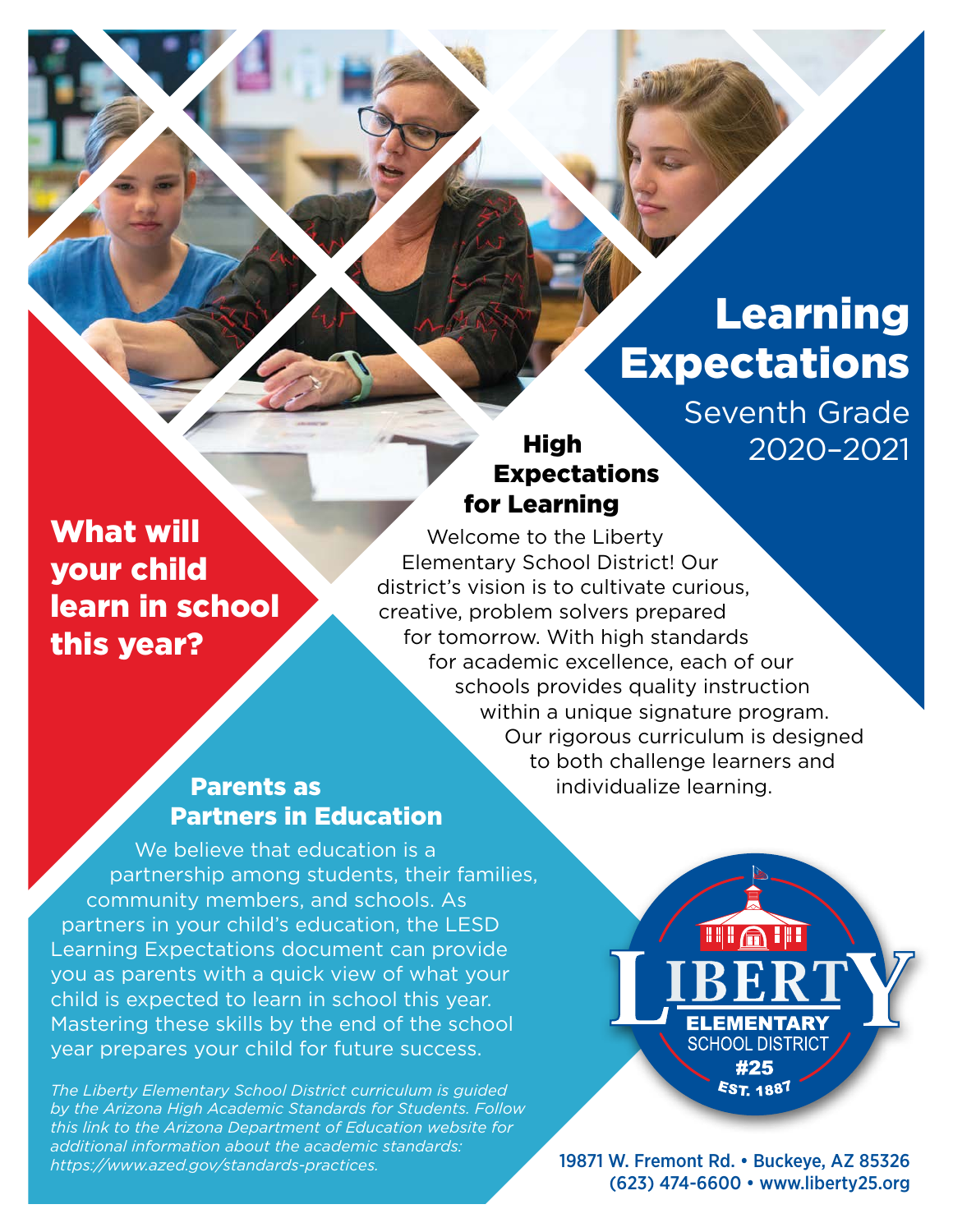# Learning Expectations

Seventh Grade
2020–2021

## What will your child learn in school this year?

## High Expectations for Learning

Welcome to the Liberty Elementary School District! Our district's vision is to cultivate curious, creative, problem solvers prepared for tomorrow. With high standards for academic excellence, each of our schools provides quality instruction within a unique signature program. Our rigorous curriculum is designed to both challenge learners and individualize learning.

## Parents as Partners in Education

We believe that education is a partnership among students, their families, community members, and schools. As partners in your child's education, the LESD Learning Expectations document can provide you as parents with a quick view of what your child is expected to learn in school this year. Mastering these skills by the end of the school year prepares your child for future success.

*The Liberty Elementary School District curriculum is guided by the Arizona High Academic Standards for Students. Follow this link to the Arizona Department of Education website for additional information about the academic standards: https://www.azed.gov/standards-practices.*

LIBERTY ELEMENTARY SCHOOL DISTRICT #25 EST. 1887

19871 W. Fremont Rd. • Buckeye, AZ 85326
(623) 474-6600 • www.liberty25.org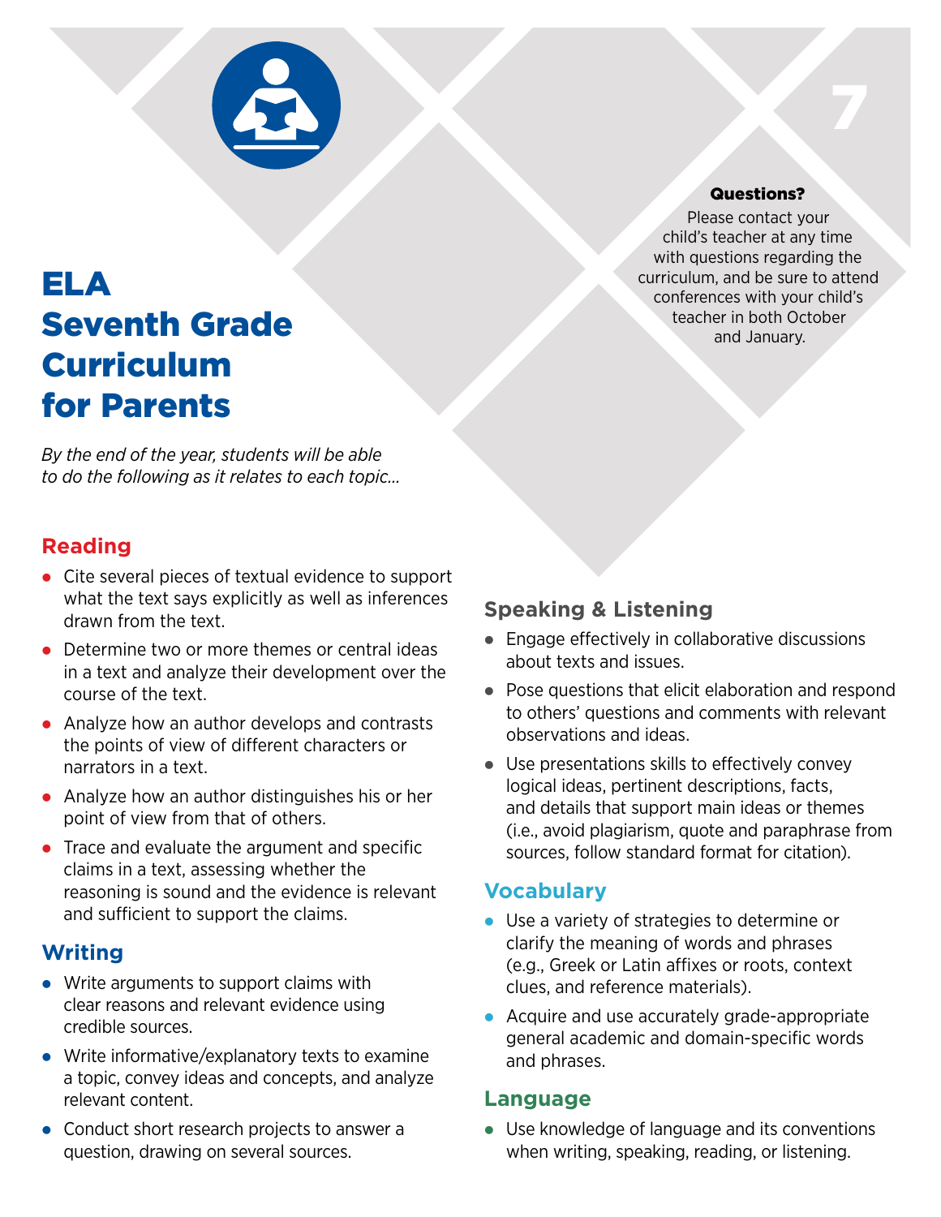# ELA Seventh Grade Curriculum for Parents

**Questions?**

Please contact your child's teacher at any time with questions regarding the curriculum, and be sure to attend conferences with your child's teacher in both October and January.

*By the end of the year, students will be able to do the following as it relates to each topic...*

## Reading

- Cite several pieces of textual evidence to support what the text says explicitly as well as inferences drawn from the text.
- Determine two or more themes or central ideas in a text and analyze their development over the course of the text.
- Analyze how an author develops and contrasts the points of view of different characters or narrators in a text.
- Analyze how an author distinguishes his or her point of view from that of others.
- Trace and evaluate the argument and specific claims in a text, assessing whether the reasoning is sound and the evidence is relevant and sufficient to support the claims.

## Writing

- Write arguments to support claims with clear reasons and relevant evidence using credible sources.
- Write informative/explanatory texts to examine a topic, convey ideas and concepts, and analyze relevant content.
- Conduct short research projects to answer a question, drawing on several sources.

## Speaking & Listening

- Engage effectively in collaborative discussions about texts and issues.
- Pose questions that elicit elaboration and respond to others' questions and comments with relevant observations and ideas.
- Use presentations skills to effectively convey logical ideas, pertinent descriptions, facts, and details that support main ideas or themes (i.e., avoid plagiarism, quote and paraphrase from sources, follow standard format for citation).

## Vocabulary

- Use a variety of strategies to determine or clarify the meaning of words and phrases (e.g., Greek or Latin affixes or roots, context clues, and reference materials).
- Acquire and use accurately grade-appropriate general academic and domain-specific words and phrases.

## Language

- Use knowledge of language and its conventions when writing, speaking, reading, or listening.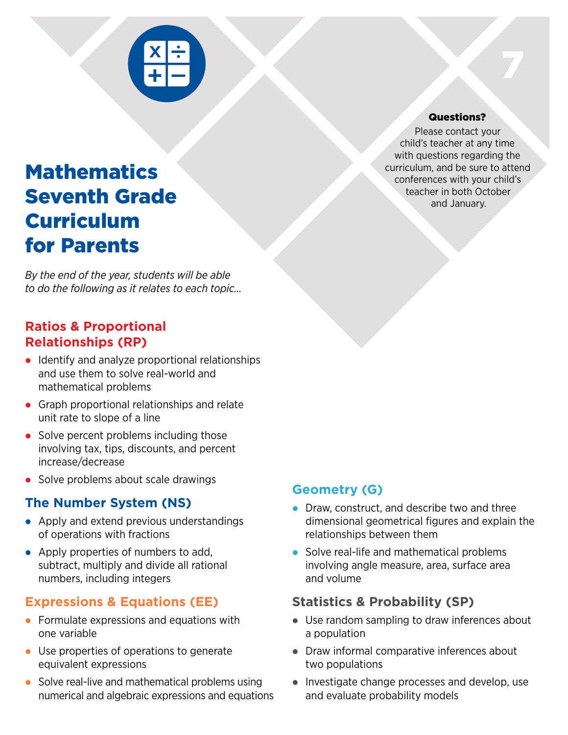# Mathematics Seventh Grade Curriculum for Parents

**Questions?**

Please contact your child's teacher at any time with questions regarding the curriculum, and be sure to attend conferences with your child's teacher in both October and January.

*By the end of the year, students will be able to do the following as it relates to each topic...*

## Ratios & Proportional Relationships (RP)

- Identify and analyze proportional relationships and use them to solve real-world and mathematical problems
- Graph proportional relationships and relate unit rate to slope of a line
- Solve percent problems including those involving tax, tips, discounts, and percent increase/decrease
- Solve problems about scale drawings

## The Number System (NS)

- Apply and extend previous understandings of operations with fractions
- Apply properties of numbers to add, subtract, multiply and divide all rational numbers, including integers

## Expressions & Equations (EE)

- Formulate expressions and equations with one variable
- Use properties of operations to generate equivalent expressions
- Solve real-live and mathematical problems using numerical and algebraic expressions and equations

## Geometry (G)

- Draw, construct, and describe two and three dimensional geometrical figures and explain the relationships between them
- Solve real-life and mathematical problems involving angle measure, area, surface area and volume

## Statistics & Probability (SP)

- Use random sampling to draw inferences about a population
- Draw informal comparative inferences about two populations
- Investigate change processes and develop, use and evaluate probability models